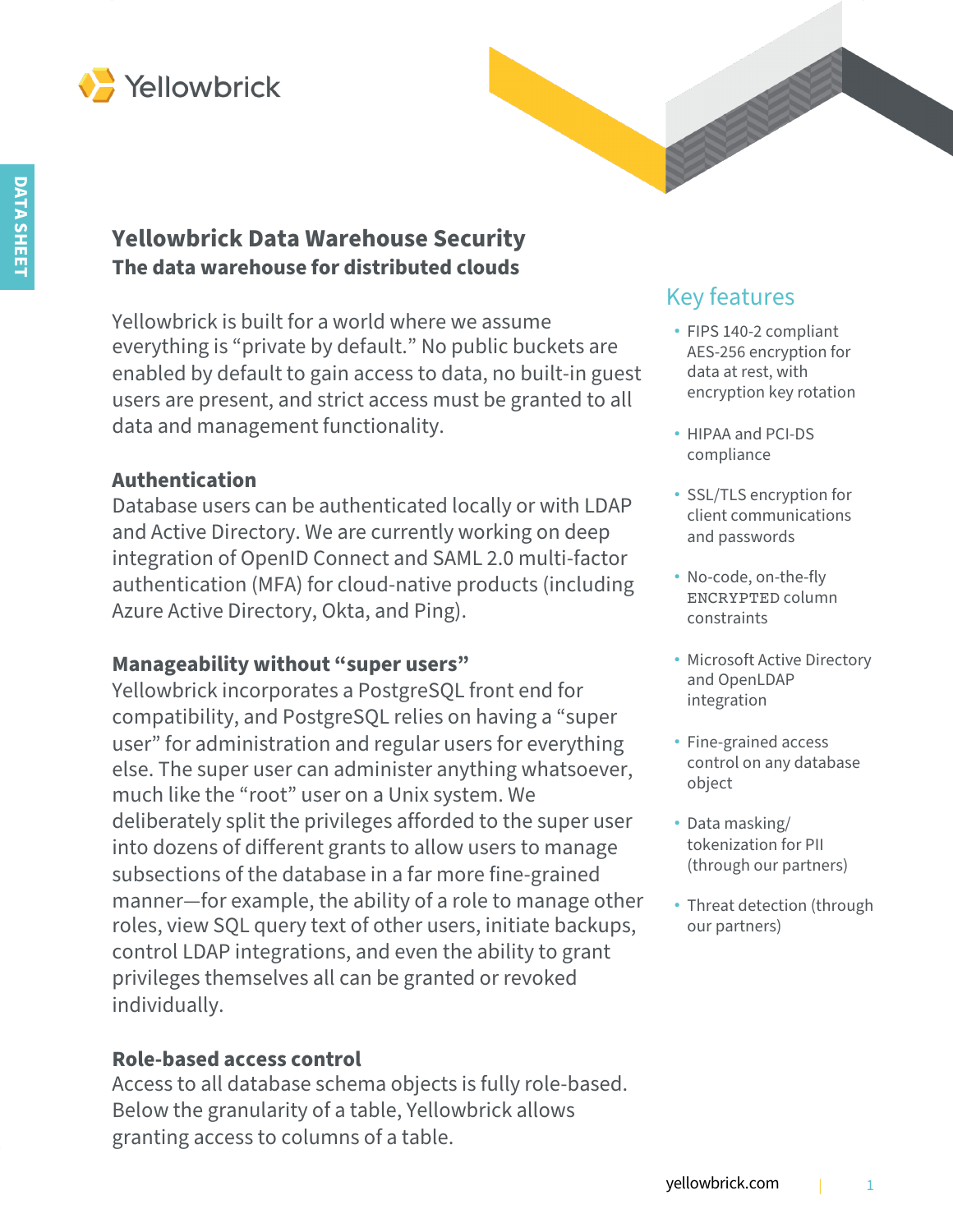DATA SHEET

# Yellowbrick Data Warehouse Security

## The data warehouse for distributed clouds

Yellowbrick is built for a world where we assume everything is "private by default." No public buckets are enabled by default to gain access to data, no built-in guest users are present, and strict access must be granted to all data and management functionality.

### Authentication

Database users can be authenticated locally or with LDAP and Active Directory. We are currently working on deep integration of OpenID Connect and SAML 2.0 multi-factor authentication (MFA) for cloud-native products (including Azure Active Directory, Okta, and Ping).

### Manageability without "super users"

Yellowbrick incorporates a PostgreSQL front end for compatibility, and PostgreSQL relies on having a "super user" for administration and regular users for everything else. The super user can administer anything whatsoever, much like the "root" user on a Unix system. We deliberately split the privileges afforded to the super user into dozens of different grants to allow users to manage subsections of the database in a far more fine-grained manner—for example, the ability of a role to manage other roles, view SQL query text of other users, initiate backups, control LDAP integrations, and even the ability to grant privileges themselves all can be granted or revoked individually.

### Role-based access control

Access to all database schema objects is fully role-based. Below the granularity of a table, Yellowbrick allows granting access to columns of a table.

## Key features

- FIPS 140-2 compliant AES-256 encryption for data at rest, with encryption key rotation
- HIPAA and PCI-DS compliance
- SSL/TLS encryption for client communications and passwords
- No-code, on-the-fly `ENCRYPTED` column constraints
- Microsoft Active Directory and OpenLDAP integration
- Fine-grained access control on any database object
- Data masking/tokenization for PII (through our partners)
- Threat detection (through our partners)

yellowbrick.com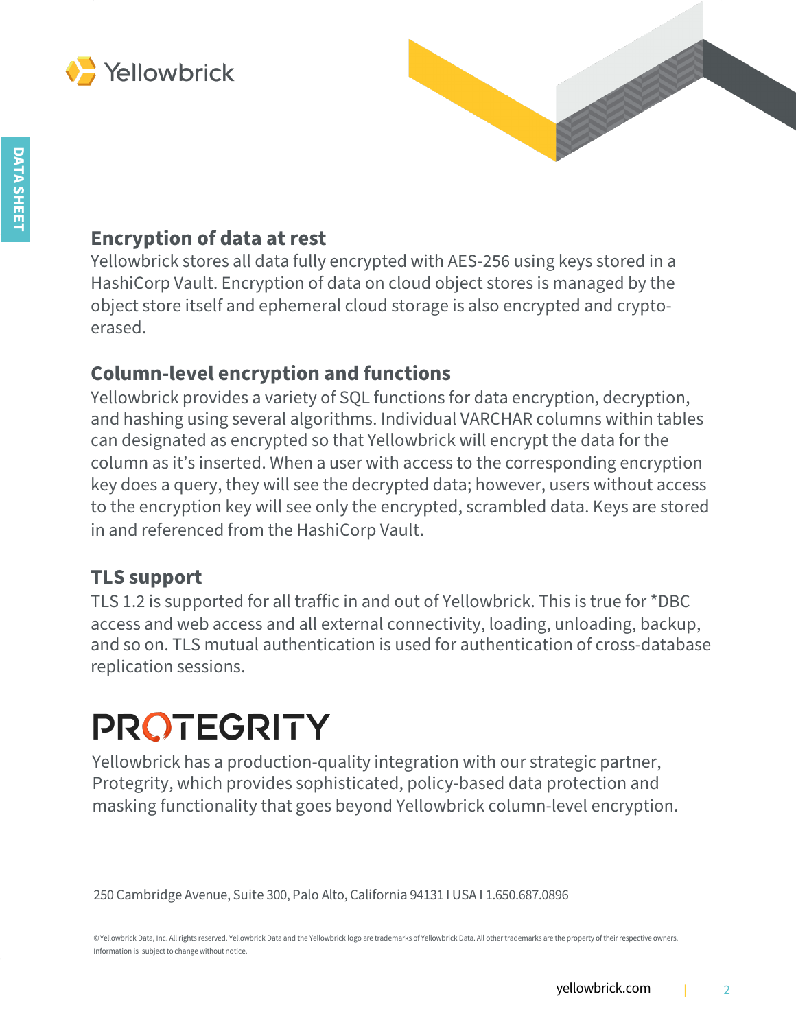## Encryption of data at rest

Yellowbrick stores all data fully encrypted with AES-256 using keys stored in a HashiCorp Vault. Encryption of data on cloud object stores is managed by the object store itself and ephemeral cloud storage is also encrypted and crypto-erased.

## Column-level encryption and functions

Yellowbrick provides a variety of SQL functions for data encryption, decryption, and hashing using several algorithms. Individual VARCHAR columns within tables can designated as encrypted so that Yellowbrick will encrypt the data for the column as it's inserted. When a user with access to the corresponding encryption key does a query, they will see the decrypted data; however, users without access to the encryption key will see only the encrypted, scrambled data. Keys are stored in and referenced from the HashiCorp Vault.

## TLS support

TLS 1.2 is supported for all traffic in and out of Yellowbrick. This is true for *DBC access and web access and all external connectivity, loading, unloading, backup, and so on. TLS mutual authentication is used for authentication of cross-database replication sessions.

## PROTEGRITY

Yellowbrick has a production-quality integration with our strategic partner, Protegrity, which provides sophisticated, policy-based data protection and masking functionality that goes beyond Yellowbrick column-level encryption.

---

250 Cambridge Avenue, Suite 300, Palo Alto, California 94131 I USA I 1.650.687.0896

©Yellowbrick Data, Inc. All rights reserved. Yellowbrick Data and the Yellowbrick logo are trademarks of Yellowbrick Data. All other trademarks are the property of their respective owners. Information is subject to change without notice.

yellowbrick.com